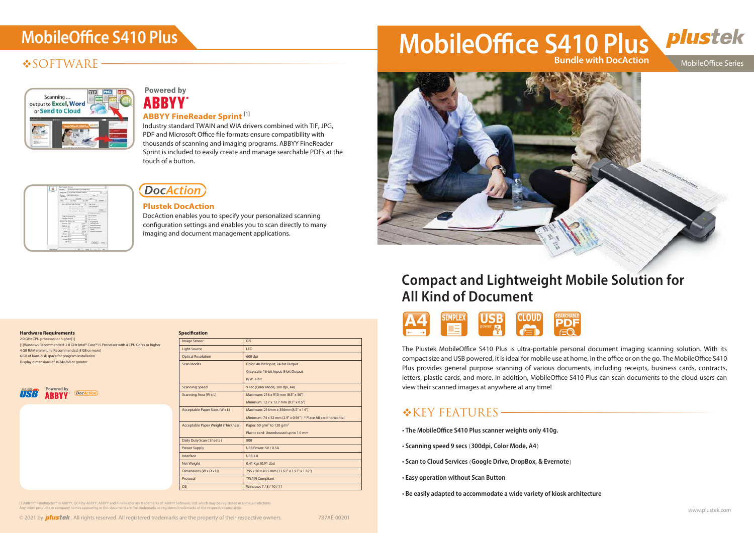# MobileOffice S410 Plus

## ❖SOFTWARE

Powered by ABBYY

### ABBYY FineReader Sprint [1]

Industry standard TWAIN and WIA drivers combined with TIF, JPG, PDF and Microsoft Office file formats ensure compatibility with thousands of scanning and imaging programs. ABBYY FineReader Sprint is included to easily create and manage searchable PDFs at the touch of a button.

DocAction

### Plustek DocAction

DocAction enables you to specify your personalized scanning configuration settings and enables you to scan directly to many imaging and document management applications.

**Hardware Requirements**

2.0 GHz CPU processor or higher[1]

[1]Windows Recommended: 2.8 GHz Intel® Core™ i5 Processor with 4 CPU Cores or higher

4 GB RAM minimum (Recommended: 8 GB or more)

6 GB of hard-disk space for program installation

Display dimensions of 1024x768 or greater

**Specification**

| Image Sensor | CIS |
|---|---|
| Light Source | LED |
| Optical Resolution | 600 dpi |
| Scan Modes | Color: 48-bit Input; 24-bit Output<br>Grayscale: 16-bit Input; 8-bit Output<br>B/W: 1-bit |
| Scanning Speed | 9 sec (Color Mode, 300 dpi, A4) |
| Scanning Area (W x L) | Maximum: 216 x 910 mm (8.5" x 36")<br>Minimum: 12.7 x 12.7 mm (0.5" x 0.5") |
| Acceptable Paper Sizes (W x L) | Maximum: 216mm x 356mm(8.5" x 14")<br>Minimum: 74 x 52 mm (2.9" x 0.98") * Place A8 card horizontal |
| Acceptable Paper Weight (Thickness) | Paper: 50 g/m² to 120 g/m²<br>Plastic card: Unembossed up to 1.0 mm |
| Daily Duty Scan ( Sheets ) | 800 |
| Power Supply | USB Power: 5V / 0.5A |
| Interface | USB 2.0 |
| Net Weight | 0.41 Kgs (0.91 Lbs) |
| Dimensions (W x D x H) | 295 x 50 x 40.5 mm (11.61" x 1.97" x 1.59") |
| Protocol | TWAIN Compliant |
| OS | Windows 7 / 8 / 10 / 11 |

[1]ABBYY™ FineReader™ © ABBYY. OCR by ABBYY. ABBYY and FineReader are trademarks of ABBYY Software, Ltd. which may be registered in some jurisdictions.
Any other products or company names appearing in this document are the trademarks or registered trademarks of the respective companies.

© 2021 by plustek. All rights reserved. All registered trademarks are the property of their respective owners. 7B7AE-00201

# MobileOffice S410 Plus

**Bundle with DocAction**

plustek

MobileOffice Series

## Compact and Lightweight Mobile Solution for All Kind of Document

A4 SIMPLEX USB power CLOUD SEARCHABLE PDF

The Plustek MobileOffice S410 Plus is ultra-portable personal document imaging scanning solution. With its compact size and USB powered, it is ideal for mobile use at home, in the office or on the go. The MobileOffice S410 Plus provides general purpose scanning of various documents, including receipts, business cards, contracts, letters, plastic cards, and more. In addition, MobileOffice S410 Plus can scan documents to the cloud users can view their scanned images at anywhere at any time!

## ❖KEY FEATURES

- **The MobileOffice S410 Plus scanner weights only 410g.**
- **Scanning speed 9 secs** (**300dpi, Color Mode, A4**)
- **Scan to Cloud Services** (**Google Drive, DropBox, & Evernote**)
- **Easy operation without Scan Button**
- **Be easily adapted to accommodate a wide variety of kiosk architecture**

www.plustek.com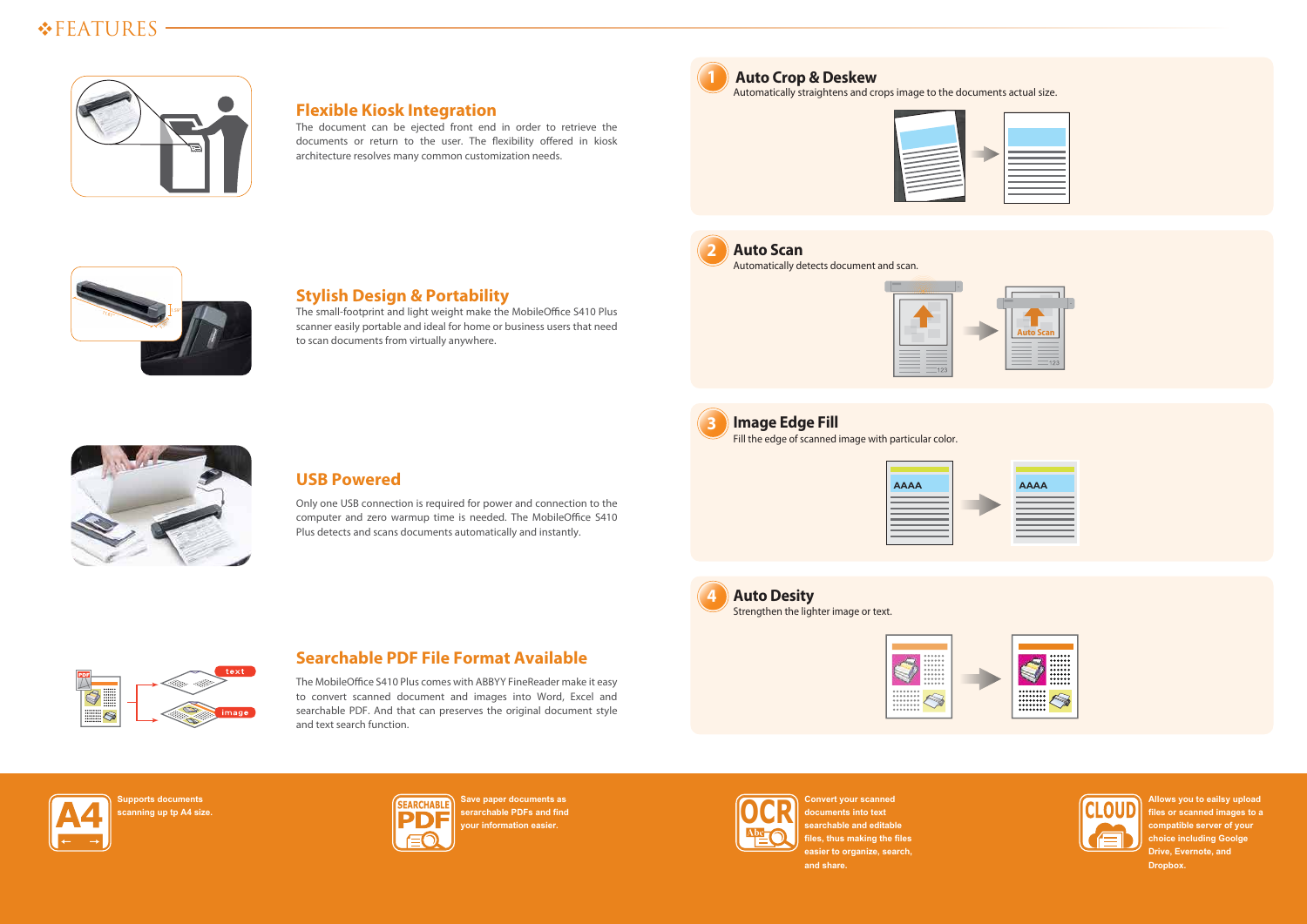# ❖FEATURES

## Flexible Kiosk Integration

The document can be ejected front end in order to retrieve the documents or return to the user. The flexibility offered in kiosk architecture resolves many common customization needs.

## Stylish Design & Portability

The small-footprint and light weight make the MobileOffice S410 Plus scanner easily portable and ideal for home or business users that need to scan documents from virtually anywhere.

## USB Powered

Only one USB connection is required for power and connection to the computer and zero warmup time is needed. The MobileOffice S410 Plus detects and scans documents automatically and instantly.

## Searchable PDF File Format Available

The MobileOffice S410 Plus comes with ABBYY FineReader make it easy to convert scanned document and images into Word, Excel and searchable PDF. And that can preserves the original document style and text search function.

### 1 Auto Crop & Deskew

Automatically straightens and crops image to the documents actual size.

### 2 Auto Scan

Automatically detects document and scan.

### 3 Image Edge Fill

Fill the edge of scanned image with particular color.

### 4 Auto Desity

Strengthen the lighter image or text.

**A4** Supports documents scanning up tp A4 size.

**SEARCHABLE PDF** Save paper documents as serarchable PDFs and find your information easier.

**OCR** Convert your scanned documents into text searchable and editable files, thus making the files easier to organize, search, and share.

**CLOUD** Allows you to eailsy upload files or scanned images to a compatible server of your choice including Goolge Drive, Evernote, and Dropbox.